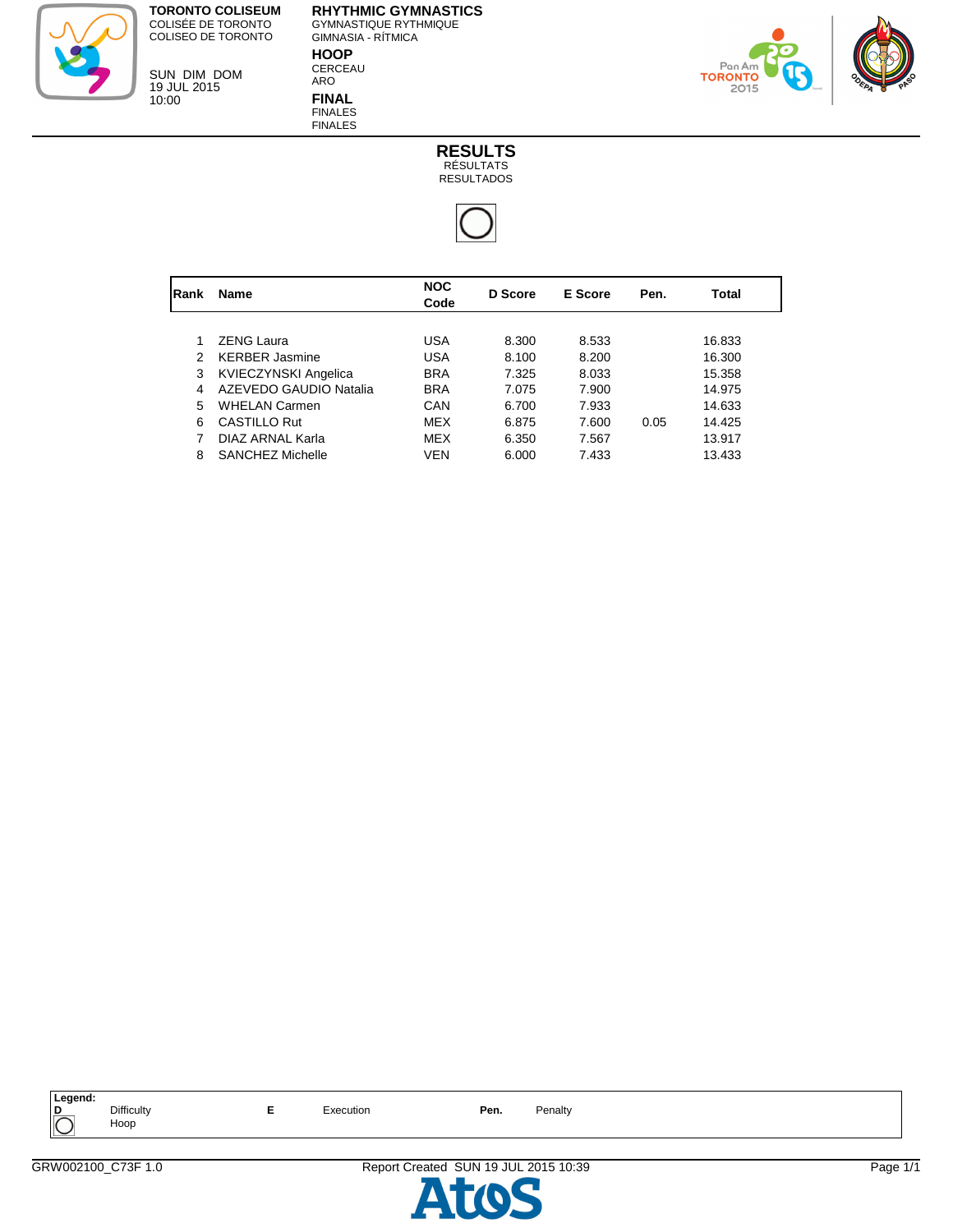**TORONTO COLISEUM**
COLISÉE DE TORONTO
COLISEO DE TORONTO

SUN DIM DOM
19 JUL 2015
10:00

**RHYTHMIC GYMNASTICS**
GYMNASTIQUE RYTHMIQUE
GIMNASIA - RÍTMICA

**HOOP**
CERCEAU
ARO

**FINAL**
FINALES
FINALES

# RESULTS
RÉSULTATS
RESULTADOS

| Rank | Name | NOC Code | D Score | E Score | Pen. | Total |
|---|---|---|---|---|---|---|
| 1 | ZENG Laura | USA | 8.300 | 8.533 | | 16.833 |
| 2 | KERBER Jasmine | USA | 8.100 | 8.200 | | 16.300 |
| 3 | KVIECZYNSKI Angelica | BRA | 7.325 | 8.033 | | 15.358 |
| 4 | AZEVEDO GAUDIO Natalia | BRA | 7.075 | 7.900 | | 14.975 |
| 5 | WHELAN Carmen | CAN | 6.700 | 7.933 | | 14.633 |
| 6 | CASTILLO Rut | MEX | 6.875 | 7.600 | 0.05 | 14.425 |
| 7 | DIAZ ARNAL Karla | MEX | 6.350 | 7.567 | | 13.917 |
| 8 | SANCHEZ Michelle | VEN | 6.000 | 7.433 | | 13.433 |

**Legend:**

| | | | | | |
|---|---|---|---|---|---|
| **D** | Difficulty | **E** | Execution | **Pen.** | Penalty |
| ◯ | Hoop | | | | |

GRW002100_C73F 1.0    Report Created SUN 19 JUL 2015 10:39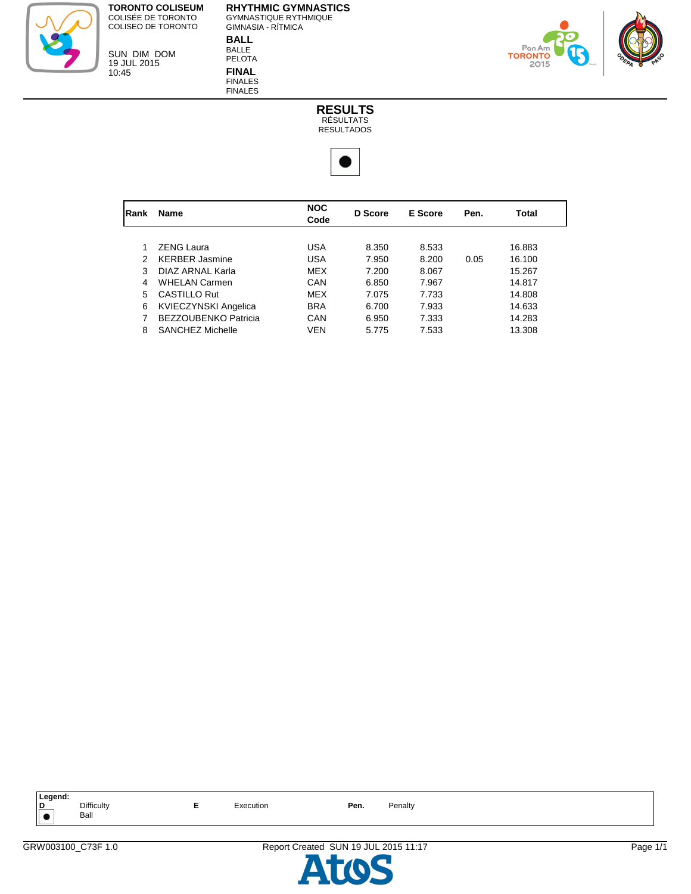**TORONTO COLISEUM**
COLISÉE DE TORONTO
COLISEO DE TORONTO

SUN DIM DOM
19 JUL 2015
10:45

**RHYTHMIC GYMNASTICS**
GYMNASTIQUE RYTHMIQUE
GIMNASIA - RÍTMICA

**BALL**
BALLE
PELOTA

**FINAL**
FINALES
FINALES

# RESULTS
RÉSULTATS
RESULTADOS

●

| Rank | Name | NOC Code | D Score | E Score | Pen. | Total |
|---|---|---|---|---|---|---|
| 1 | ZENG Laura | USA | 8.350 | 8.533 | | 16.883 |
| 2 | KERBER Jasmine | USA | 7.950 | 8.200 | 0.05 | 16.100 |
| 3 | DIAZ ARNAL Karla | MEX | 7.200 | 8.067 | | 15.267 |
| 4 | WHELAN Carmen | CAN | 6.850 | 7.967 | | 14.817 |
| 5 | CASTILLO Rut | MEX | 7.075 | 7.733 | | 14.808 |
| 6 | KVIECZYNSKI Angelica | BRA | 6.700 | 7.933 | | 14.633 |
| 7 | BEZZOUBENKO Patricia | CAN | 6.950 | 7.333 | | 14.283 |
| 8 | SANCHEZ Michelle | VEN | 5.775 | 7.533 | | 13.308 |

**Legend:**

| | | | | | |
|---|---|---|---|---|---|
| **D** | Difficulty | **E** | Execution | **Pen.** | Penalty |
| ● | Ball | | | | |

GRW003100_C73F 1.0 Report Created SUN 19 JUL 2015 11:17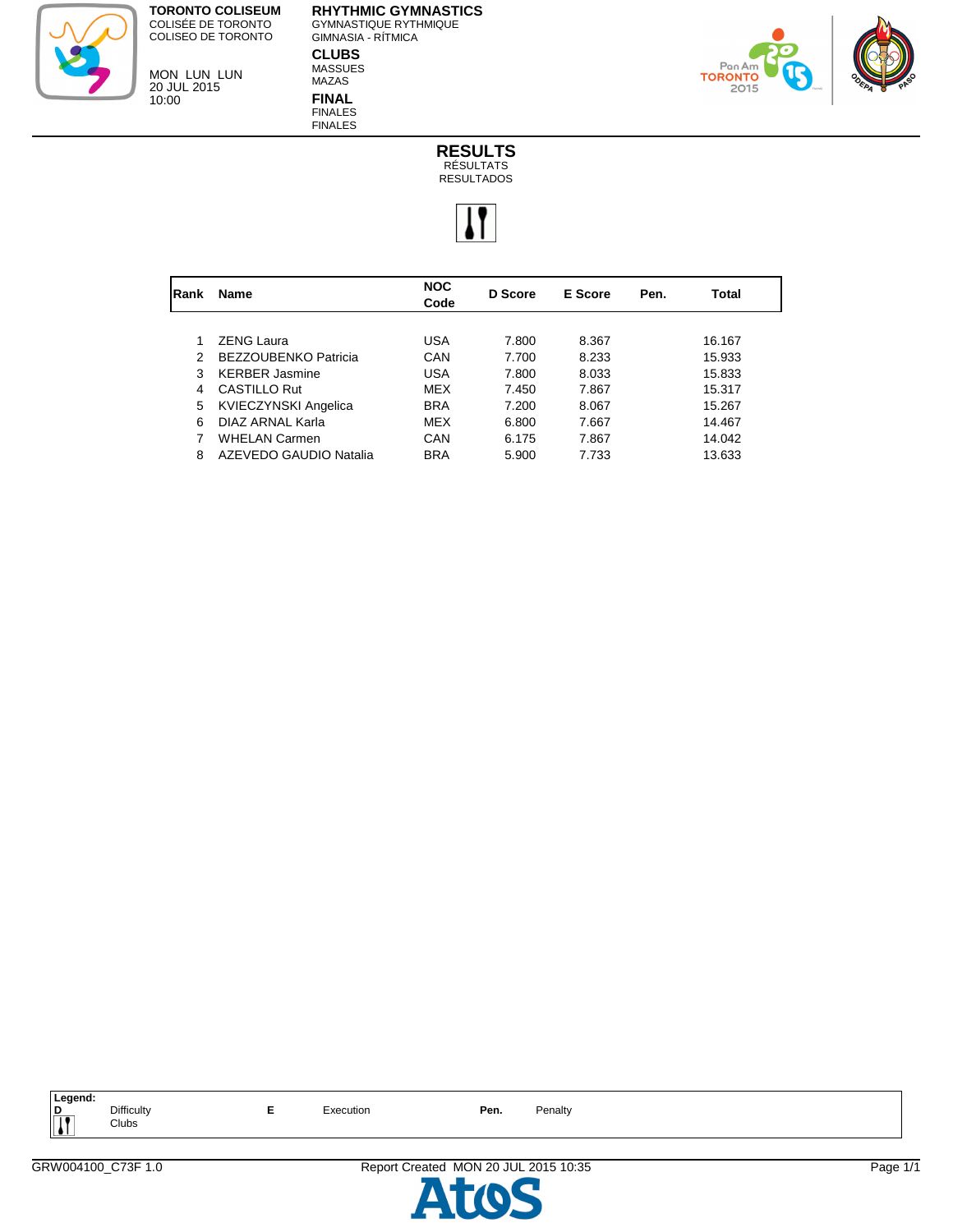**TORONTO COLISEUM**
COLISÉE DE TORONTO
COLISEO DE TORONTO

MON LUN LUN
20 JUL 2015
10:00

**RHYTHMIC GYMNASTICS**
GYMNASTIQUE RYTHMIQUE
GIMNASIA - RÍTMICA

**CLUBS**
MASSUES
MAZAS

**FINAL**
FINALES
FINALES

# RESULTS
RÉSULTATS
RESULTADOS

| Rank | Name | NOC Code | D Score | E Score | Pen. | Total |
|---|---|---|---|---|---|---|
| 1 | ZENG Laura | USA | 7.800 | 8.367 | | 16.167 |
| 2 | BEZZOUBENKO Patricia | CAN | 7.700 | 8.233 | | 15.933 |
| 3 | KERBER Jasmine | USA | 7.800 | 8.033 | | 15.833 |
| 4 | CASTILLO Rut | MEX | 7.450 | 7.867 | | 15.317 |
| 5 | KVIECZYNSKI Angelica | BRA | 7.200 | 8.067 | | 15.267 |
| 6 | DIAZ ARNAL Karla | MEX | 6.800 | 7.667 | | 14.467 |
| 7 | WHELAN Carmen | CAN | 6.175 | 7.867 | | 14.042 |
| 8 | AZEVEDO GAUDIO Natalia | BRA | 5.900 | 7.733 | | 13.633 |

**Legend:**

| | | | | | |
|---|---|---|---|---|---|
| **D** | Difficulty | **E** | Execution | **Pen.** | Penalty |
| | Clubs | | | | |

GRW004100_C73F 1.0 Report Created MON 20 JUL 2015 10:35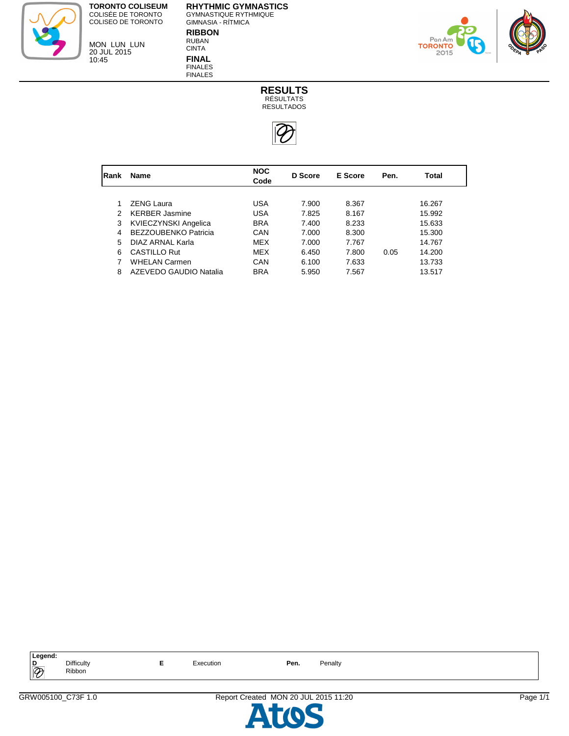**TORONTO COLISEUM**
COLISÉE DE TORONTO
COLISEO DE TORONTO

MON LUN LUN
20 JUL 2015
10:45

**RHYTHMIC GYMNASTICS**
GYMNASTIQUE RYTHMIQUE
GIMNASIA - RÍTMICA

**RIBBON**
RUBAN
CINTA

**FINAL**
FINALES
FINALES

# RESULTS
RÉSULTATS
RESULTADOS

| Rank | Name | NOC Code | D Score | E Score | Pen. | Total |
|---|---|---|---|---|---|---|
| 1 | ZENG Laura | USA | 7.900 | 8.367 | | 16.267 |
| 2 | KERBER Jasmine | USA | 7.825 | 8.167 | | 15.992 |
| 3 | KVIECZYNSKI Angelica | BRA | 7.400 | 8.233 | | 15.633 |
| 4 | BEZZOUBENKO Patricia | CAN | 7.000 | 8.300 | | 15.300 |
| 5 | DIAZ ARNAL Karla | MEX | 7.000 | 7.767 | | 14.767 |
| 6 | CASTILLO Rut | MEX | 6.450 | 7.800 | 0.05 | 14.200 |
| 7 | WHELAN Carmen | CAN | 6.100 | 7.633 | | 13.733 |
| 8 | AZEVEDO GAUDIO Natalia | BRA | 5.950 | 7.567 | | 13.517 |

**Legend:**
**D** Difficulty — **E** Execution — **Pen.** Penalty
Ribbon

GRW005100_C73F 1.0 — Report Created MON 20 JUL 2015 11:20